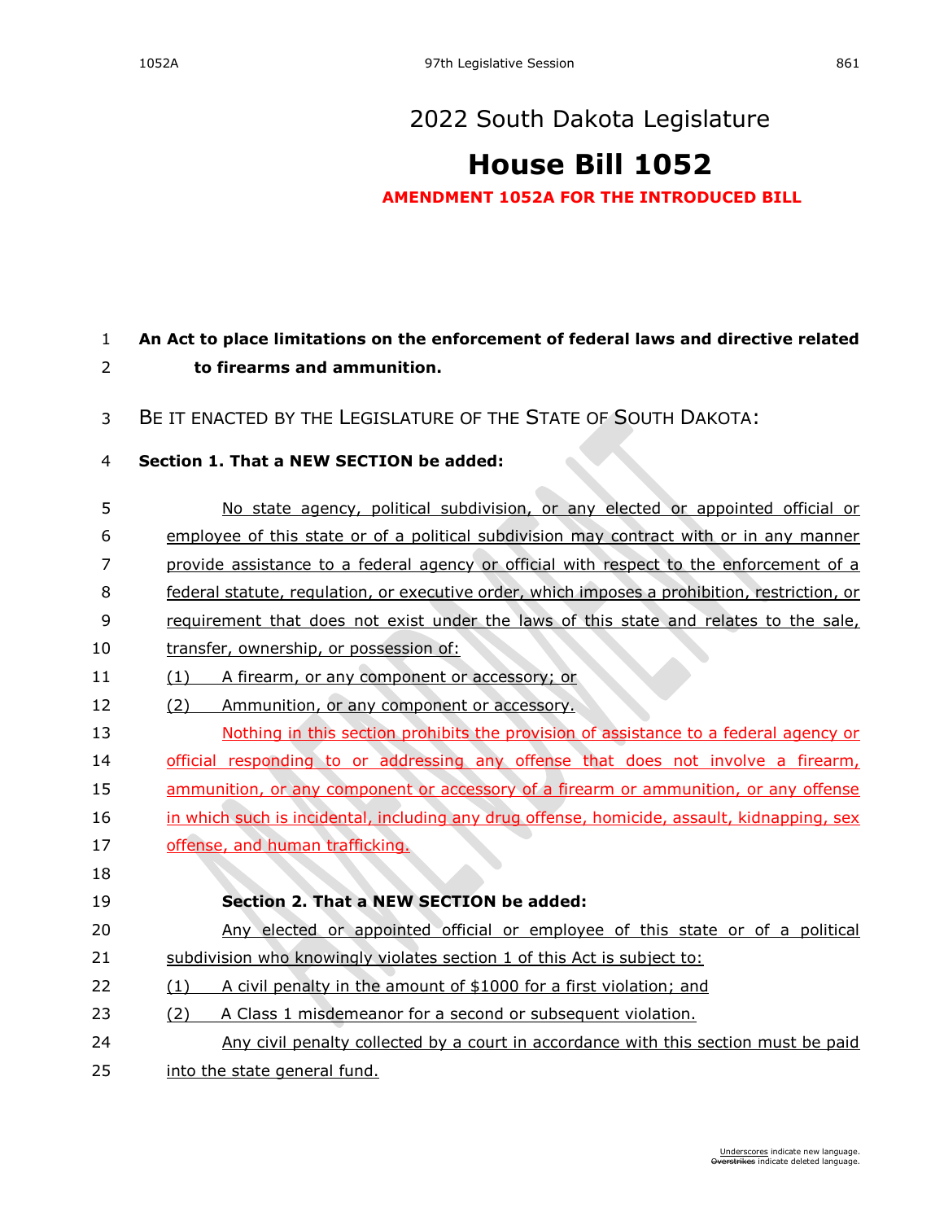# 2022 South Dakota Legislature

# House Bill 1052

**AMENDMENT 1052A FOR THE INTRODUCED BILL**

**An Act to place limitations on the enforcement of federal laws and directive related to firearms and ammunition.**

BE IT ENACTED BY THE LEGISLATURE OF THE STATE OF SOUTH DAKOTA:

**Section 1. That a NEW SECTION be added:**

No state agency, political subdivision, or any elected or appointed official or employee of this state or of a political subdivision may contract with or in any manner provide assistance to a federal agency or official with respect to the enforcement of a federal statute, regulation, or executive order, which imposes a prohibition, restriction, or requirement that does not exist under the laws of this state and relates to the sale, transfer, ownership, or possession of:

(1) A firearm, or any component or accessory; or

(2) Ammunition, or any component or accessory.

Nothing in this section prohibits the provision of assistance to a federal agency or official responding to or addressing any offense that does not involve a firearm, ammunition, or any component or accessory of a firearm or ammunition, or any offense in which such is incidental, including any drug offense, homicide, assault, kidnapping, sex offense, and human trafficking.

**Section 2. That a NEW SECTION be added:**

Any elected or appointed official or employee of this state or of a political subdivision who knowingly violates section 1 of this Act is subject to:

(1) A civil penalty in the amount of $1000 for a first violation; and

(2) A Class 1 misdemeanor for a second or subsequent violation.

Any civil penalty collected by a court in accordance with this section must be paid into the state general fund.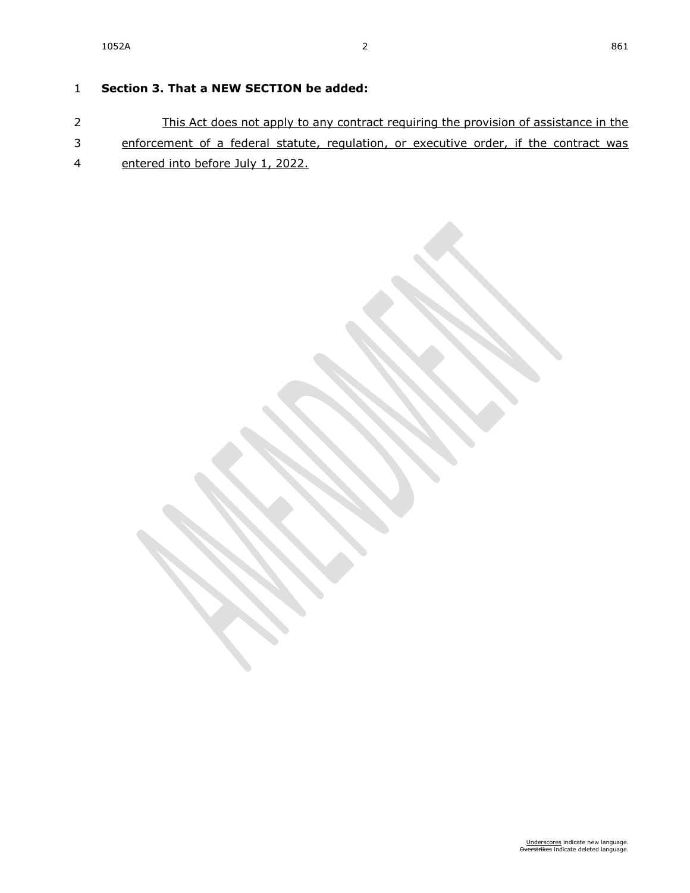**Section 3. That a NEW SECTION be added:**

<u>This Act does not apply to any contract requiring the provision of assistance in the enforcement of a federal statute, regulation, or executive order, if the contract was entered into before July 1, 2022.</u>